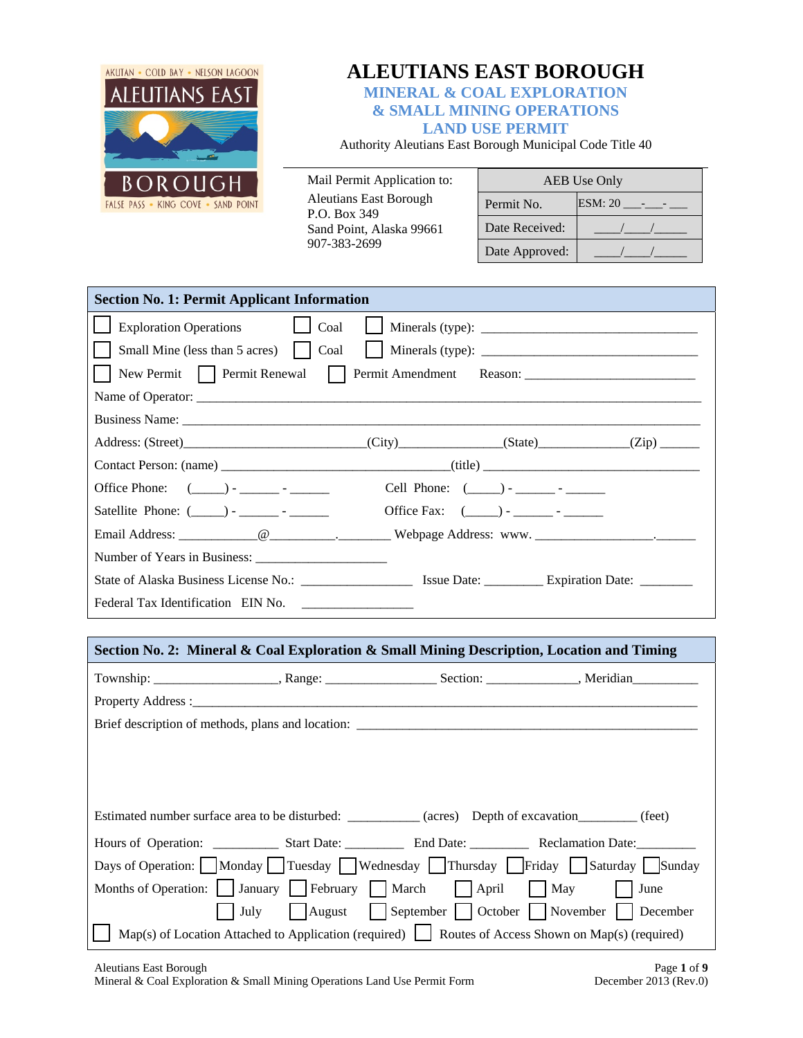# ALEUTIANS EAST BOROUGH

## MINERAL & COAL EXPLORATION & SMALL MINING OPERATIONS LAND USE PERMIT

Authority Aleutians East Borough Municipal Code Title 40

Mail Permit Application to:
Aleutians East Borough
P.O. Box 349
Sand Point, Alaska 99661
907-383-2699

| AEB Use Only | |
|---|---|
| Permit No. | ESM: 20 ___-___- ___ |
| Date Received: | ____/____/_____ |
| Date Approved: | ____/____/_____ |

### Section No. 1: Permit Applicant Information

☐ Exploration Operations ☐ Coal ☐ Minerals (type): ________________________________

☐ Small Mine (less than 5 acres) ☐ Coal ☐ Minerals (type): ________________________________

☐ New Permit ☐ Permit Renewal ☐ Permit Amendment Reason: __________________________

Name of Operator: ___________________________________________________________________________

Business Name: ______________________________________________________________________________

Address: (Street)__________________________(City)_______________(State)_____________(Zip) ______

Contact Person: (name) __________________________________(title) _________________________________

Office Phone: (_____) - ______ - ______ Cell Phone: (_____) - ______ - ______

Satellite Phone: (_____) - ______ - ______ Office Fax: (_____) - ______ - ______

Email Address: ___________@_________.________ Webpage Address: www. _________________.______

Number of Years in Business: ___________________

State of Alaska Business License No.: ________________ Issue Date: ________ Expiration Date: ________

Federal Tax Identification EIN No. ________________

### Section No. 2: Mineral & Coal Exploration & Small Mining Description, Location and Timing

Township: __________________, Range: ________________ Section: ______________, Meridian__________

Property Address :_____________________________________________________________________________

Brief description of methods, plans and location: ______________________________________________

Estimated number surface area to be disturbed: ___________ (acres) Depth of excavation_________ (feet)

Hours of Operation: __________ Start Date: _________ End Date: _________ Reclamation Date:_________

Days of Operation: ☐ Monday ☐ Tuesday ☐ Wednesday ☐ Thursday ☐ Friday ☐ Saturday ☐ Sunday

Months of Operation: ☐ January ☐ February ☐ March ☐ April ☐ May ☐ June
☐ July ☐ August ☐ September ☐ October ☐ November ☐ December

☐ Map(s) of Location Attached to Application (required) ☐ Routes of Access Shown on Map(s) (required)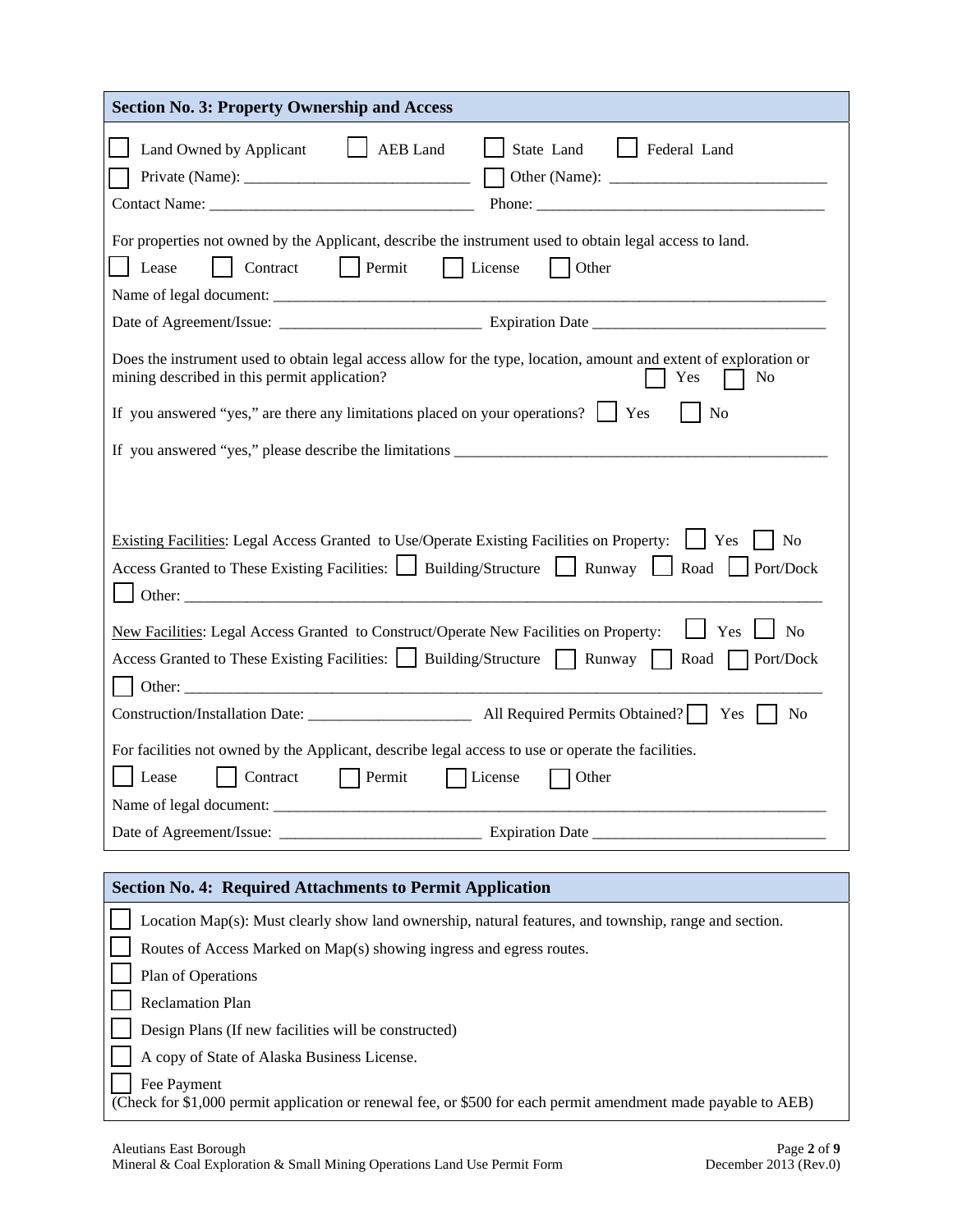## Section No. 3: Property Ownership and Access

☐ Land Owned by Applicant ☐ AEB Land ☐ State Land ☐ Federal Land

☐ Private (Name): ______________________________ ☐ Other (Name): ____________________________

Contact Name: _________________________________ Phone: _____________________________________

For properties not owned by the Applicant, describe the instrument used to obtain legal access to land.

☐ Lease ☐ Contract ☐ Permit ☐ License ☐ Other

Name of legal document: ____________________________________________________________________________

Date of Agreement/Issue: _________________________ Expiration Date ______________________________

Does the instrument used to obtain legal access allow for the type, location, amount and extent of exploration or mining described in this permit application? ☐ Yes ☐ No

If you answered "yes," are there any limitations placed on your operations? ☐ Yes ☐ No

If you answered "yes," please describe the limitations _________________________________________________

<u>Existing Facilities</u>: Legal Access Granted to Use/Operate Existing Facilities on Property: ☐ Yes ☐ No

Access Granted to These Existing Facilities: ☐ Building/Structure ☐ Runway ☐ Road ☐ Port/Dock

☐ Other: ____________________________________________________________________________________

<u>New Facilities</u>: Legal Access Granted to Construct/Operate New Facilities on Property: ☐ Yes ☐ No

Access Granted to These Existing Facilities: ☐ Building/Structure ☐ Runway ☐ Road ☐ Port/Dock

☐ Other: ____________________________________________________________________________________

Construction/Installation Date: _____________________ All Required Permits Obtained? ☐ Yes ☐ No

For facilities not owned by the Applicant, describe legal access to use or operate the facilities.

☐ Lease ☐ Contract ☐ Permit ☐ License ☐ Other

Name of legal document: ____________________________________________________________________________

Date of Agreement/Issue: _________________________ Expiration Date ______________________________

## Section No. 4: Required Attachments to Permit Application

☐ Location Map(s): Must clearly show land ownership, natural features, and township, range and section.

☐ Routes of Access Marked on Map(s) showing ingress and egress routes.

☐ Plan of Operations

☐ Reclamation Plan

☐ Design Plans (If new facilities will be constructed)

☐ A copy of State of Alaska Business License.

☐ Fee Payment
(Check for $1,000 permit application or renewal fee, or $500 for each permit amendment made payable to AEB)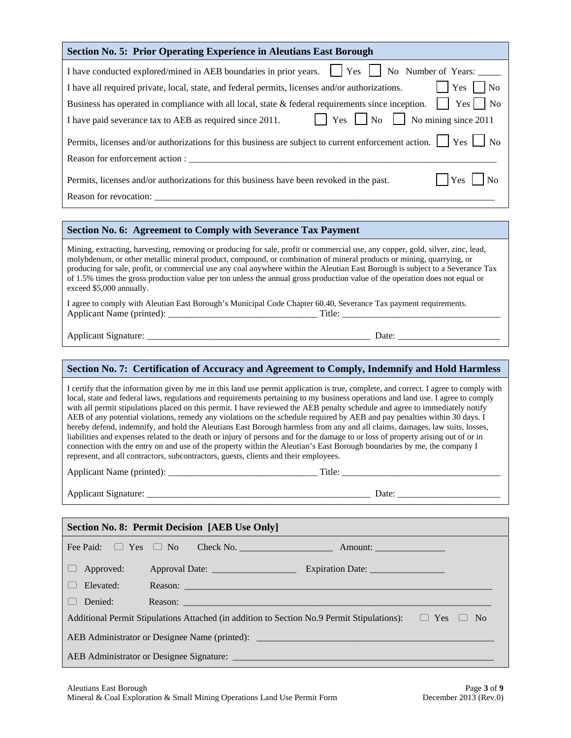## Section No. 5: Prior Operating Experience in Aleutians East Borough

I have conducted explored/mined in AEB boundaries in prior years. ☐ Yes ☐ No Number of Years: _____

I have all required private, local, state, and federal permits, licenses and/or authorizations. ☐ Yes ☐ No

Business has operated in compliance with all local, state & federal requirements since inception. ☐ Yes ☐ No

I have paid severance tax to AEB as required since 2011. ☐ Yes ☐ No ☐ No mining since 2011

Permits, licenses and/or authorizations for this business are subject to current enforcement action. ☐ Yes ☐ No

Reason for enforcement action : ____________________________________________________________________

Permits, licenses and/or authorizations for this business have been revoked in the past. ☐ Yes ☐ No

Reason for revocation: ____________________________________________________________________________

## Section No. 6: Agreement to Comply with Severance Tax Payment

Mining, extracting, harvesting, removing or producing for sale, profit or commercial use, any copper, gold, silver, zinc, lead, molybdenum, or other metallic mineral product, compound, or combination of mineral products or mining, quarrying, or producing for sale, profit, or commercial use any coal anywhere within the Aleutian East Borough is subject to a Severance Tax of 1.5% times the gross production value per ton unless the annual gross production value of the operation does not equal or exceed $5,000 annually.

I agree to comply with Aleutian East Borough's Municipal Code Chapter 60.40, Severance Tax payment requirements.

Applicant Name (printed): _______________________________ Title: __________________________________

Applicant Signature: _______________________________________________ Date: _____________________

## Section No. 7: Certification of Accuracy and Agreement to Comply, Indemnify and Hold Harmless

I certify that the information given by me in this land use permit application is true, complete, and correct. I agree to comply with local, state and federal laws, regulations and requirements pertaining to my business operations and land use. I agree to comply with all permit stipulations placed on this permit. I have reviewed the AEB penalty schedule and agree to immediately notify AEB of any potential violations, remedy any violations on the schedule required by AEB and pay penalties within 30 days. I hereby defend, indemnify, and hold the Aleutians East Borough harmless from any and all claims, damages, law suits, losses, liabilities and expenses related to the death or injury of persons and for the damage to or loss of property arising out of or in connection with the entry on and use of the property within the Aleutian's East Borough boundaries by me, the company I represent, and all contractors, subcontractors, guests, clients and their employees.

Applicant Name (printed): _______________________________ Title: __________________________________

Applicant Signature: _______________________________________________ Date: _____________________

## Section No. 8: Permit Decision [AEB Use Only]

Fee Paid: ☐ Yes ☐ No Check No. ___________________ Amount: ______________

☐ Approved: Approval Date: _________________ Expiration Date: _______________

☐ Elevated: Reason: ____________________________________________________________________

☐ Denied: Reason: ____________________________________________________________________

Additional Permit Stipulations Attached (in addition to Section No.9 Permit Stipulations): ☐ Yes ☐ No

AEB Administrator or Designee Name (printed): ___________________________________________________

AEB Administrator or Designee Signature: _______________________________________________________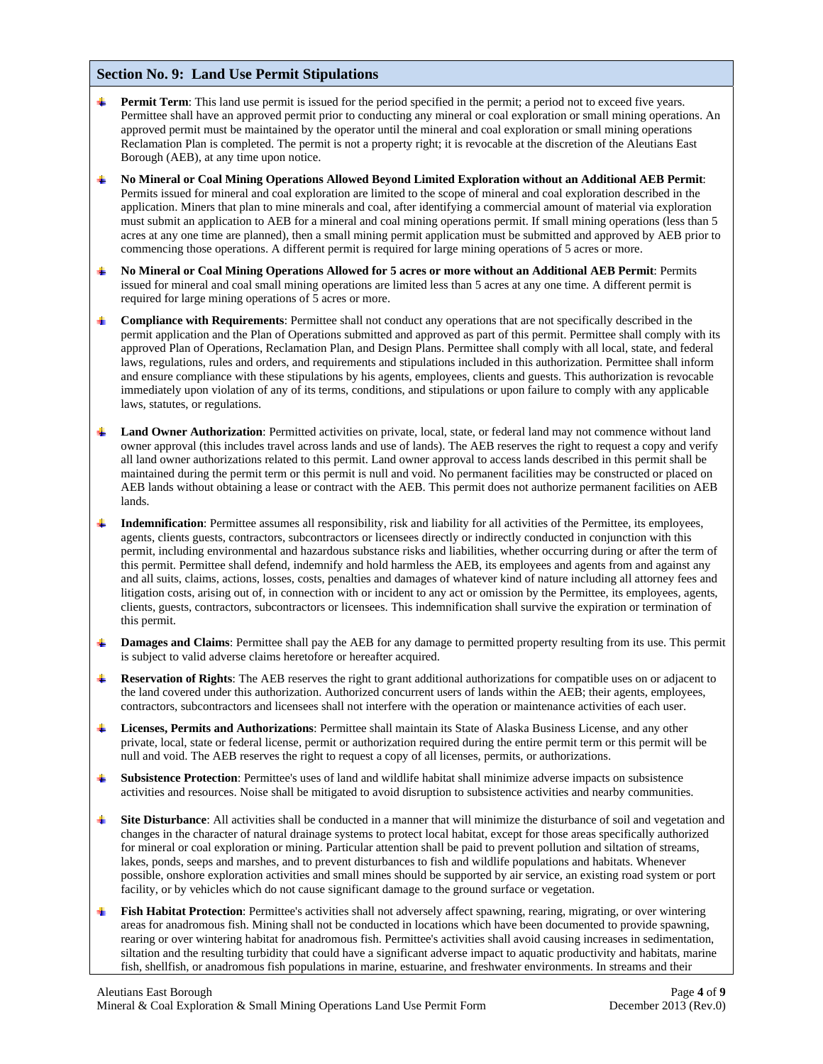## Section No. 9: Land Use Permit Stipulations

- **Permit Term**: This land use permit is issued for the period specified in the permit; a period not to exceed five years. Permittee shall have an approved permit prior to conducting any mineral or coal exploration or small mining operations. An approved permit must be maintained by the operator until the mineral and coal exploration or small mining operations Reclamation Plan is completed. The permit is not a property right; it is revocable at the discretion of the Aleutians East Borough (AEB), at any time upon notice.
- **No Mineral or Coal Mining Operations Allowed Beyond Limited Exploration without an Additional AEB Permit**: Permits issued for mineral and coal exploration are limited to the scope of mineral and coal exploration described in the application. Miners that plan to mine minerals and coal, after identifying a commercial amount of material via exploration must submit an application to AEB for a mineral and coal mining operations permit. If small mining operations (less than 5 acres at any one time are planned), then a small mining permit application must be submitted and approved by AEB prior to commencing those operations. A different permit is required for large mining operations of 5 acres or more.
- **No Mineral or Coal Mining Operations Allowed for 5 acres or more without an Additional AEB Permit**: Permits issued for mineral and coal small mining operations are limited less than 5 acres at any one time. A different permit is required for large mining operations of 5 acres or more.
- **Compliance with Requirements**: Permittee shall not conduct any operations that are not specifically described in the permit application and the Plan of Operations submitted and approved as part of this permit. Permittee shall comply with its approved Plan of Operations, Reclamation Plan, and Design Plans. Permittee shall comply with all local, state, and federal laws, regulations, rules and orders, and requirements and stipulations included in this authorization. Permittee shall inform and ensure compliance with these stipulations by his agents, employees, clients and guests. This authorization is revocable immediately upon violation of any of its terms, conditions, and stipulations or upon failure to comply with any applicable laws, statutes, or regulations.
- **Land Owner Authorization**: Permitted activities on private, local, state, or federal land may not commence without land owner approval (this includes travel across lands and use of lands). The AEB reserves the right to request a copy and verify all land owner authorizations related to this permit. Land owner approval to access lands described in this permit shall be maintained during the permit term or this permit is null and void. No permanent facilities may be constructed or placed on AEB lands without obtaining a lease or contract with the AEB. This permit does not authorize permanent facilities on AEB lands.
- **Indemnification**: Permittee assumes all responsibility, risk and liability for all activities of the Permittee, its employees, agents, clients guests, contractors, subcontractors or licensees directly or indirectly conducted in conjunction with this permit, including environmental and hazardous substance risks and liabilities, whether occurring during or after the term of this permit. Permittee shall defend, indemnify and hold harmless the AEB, its employees and agents from and against any and all suits, claims, actions, losses, costs, penalties and damages of whatever kind of nature including all attorney fees and litigation costs, arising out of, in connection with or incident to any act or omission by the Permittee, its employees, agents, clients, guests, contractors, subcontractors or licensees. This indemnification shall survive the expiration or termination of this permit.
- **Damages and Claims**: Permittee shall pay the AEB for any damage to permitted property resulting from its use. This permit is subject to valid adverse claims heretofore or hereafter acquired.
- **Reservation of Rights**: The AEB reserves the right to grant additional authorizations for compatible uses on or adjacent to the land covered under this authorization. Authorized concurrent users of lands within the AEB; their agents, employees, contractors, subcontractors and licensees shall not interfere with the operation or maintenance activities of each user.
- **Licenses, Permits and Authorizations**: Permittee shall maintain its State of Alaska Business License, and any other private, local, state or federal license, permit or authorization required during the entire permit term or this permit will be null and void. The AEB reserves the right to request a copy of all licenses, permits, or authorizations.
- **Subsistence Protection**: Permittee's uses of land and wildlife habitat shall minimize adverse impacts on subsistence activities and resources. Noise shall be mitigated to avoid disruption to subsistence activities and nearby communities.
- **Site Disturbance**: All activities shall be conducted in a manner that will minimize the disturbance of soil and vegetation and changes in the character of natural drainage systems to protect local habitat, except for those areas specifically authorized for mineral or coal exploration or mining. Particular attention shall be paid to prevent pollution and siltation of streams, lakes, ponds, seeps and marshes, and to prevent disturbances to fish and wildlife populations and habitats. Whenever possible, onshore exploration activities and small mines should be supported by air service, an existing road system or port facility, or by vehicles which do not cause significant damage to the ground surface or vegetation.
- **Fish Habitat Protection**: Permittee's activities shall not adversely affect spawning, rearing, migrating, or over wintering areas for anadromous fish. Mining shall not be conducted in locations which have been documented to provide spawning, rearing or over wintering habitat for anadromous fish. Permittee's activities shall avoid causing increases in sedimentation, siltation and the resulting turbidity that could have a significant adverse impact to aquatic productivity and habitats, marine fish, shellfish, or anadromous fish populations in marine, estuarine, and freshwater environments. In streams and their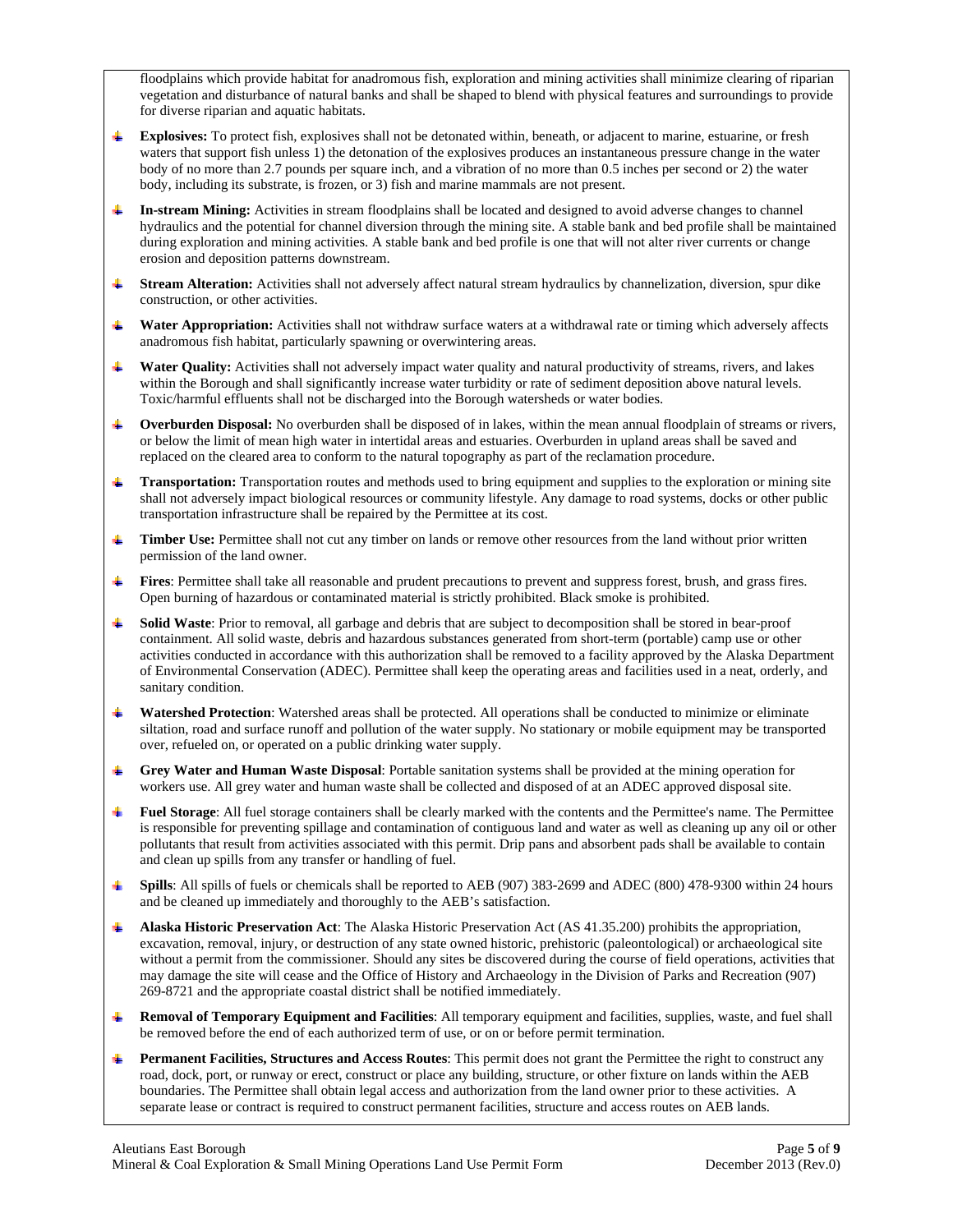floodplains which provide habitat for anadromous fish, exploration and mining activities shall minimize clearing of riparian vegetation and disturbance of natural banks and shall be shaped to blend with physical features and surroundings to provide for diverse riparian and aquatic habitats.

- **Explosives:** To protect fish, explosives shall not be detonated within, beneath, or adjacent to marine, estuarine, or fresh waters that support fish unless 1) the detonation of the explosives produces an instantaneous pressure change in the water body of no more than 2.7 pounds per square inch, and a vibration of no more than 0.5 inches per second or 2) the water body, including its substrate, is frozen, or 3) fish and marine mammals are not present.
- **In-stream Mining:** Activities in stream floodplains shall be located and designed to avoid adverse changes to channel hydraulics and the potential for channel diversion through the mining site. A stable bank and bed profile shall be maintained during exploration and mining activities. A stable bank and bed profile is one that will not alter river currents or change erosion and deposition patterns downstream.
- **Stream Alteration:** Activities shall not adversely affect natural stream hydraulics by channelization, diversion, spur dike construction, or other activities.
- **Water Appropriation:** Activities shall not withdraw surface waters at a withdrawal rate or timing which adversely affects anadromous fish habitat, particularly spawning or overwintering areas.
- **Water Quality:** Activities shall not adversely impact water quality and natural productivity of streams, rivers, and lakes within the Borough and shall significantly increase water turbidity or rate of sediment deposition above natural levels. Toxic/harmful effluents shall not be discharged into the Borough watersheds or water bodies.
- **Overburden Disposal:** No overburden shall be disposed of in lakes, within the mean annual floodplain of streams or rivers, or below the limit of mean high water in intertidal areas and estuaries. Overburden in upland areas shall be saved and replaced on the cleared area to conform to the natural topography as part of the reclamation procedure.
- **Transportation:** Transportation routes and methods used to bring equipment and supplies to the exploration or mining site shall not adversely impact biological resources or community lifestyle. Any damage to road systems, docks or other public transportation infrastructure shall be repaired by the Permittee at its cost.
- **Timber Use:** Permittee shall not cut any timber on lands or remove other resources from the land without prior written permission of the land owner.
- **Fires**: Permittee shall take all reasonable and prudent precautions to prevent and suppress forest, brush, and grass fires. Open burning of hazardous or contaminated material is strictly prohibited. Black smoke is prohibited.
- **Solid Waste**: Prior to removal, all garbage and debris that are subject to decomposition shall be stored in bear-proof containment. All solid waste, debris and hazardous substances generated from short-term (portable) camp use or other activities conducted in accordance with this authorization shall be removed to a facility approved by the Alaska Department of Environmental Conservation (ADEC). Permittee shall keep the operating areas and facilities used in a neat, orderly, and sanitary condition.
- **Watershed Protection**: Watershed areas shall be protected. All operations shall be conducted to minimize or eliminate siltation, road and surface runoff and pollution of the water supply. No stationary or mobile equipment may be transported over, refueled on, or operated on a public drinking water supply.
- **Grey Water and Human Waste Disposal**: Portable sanitation systems shall be provided at the mining operation for workers use. All grey water and human waste shall be collected and disposed of at an ADEC approved disposal site.
- **Fuel Storage**: All fuel storage containers shall be clearly marked with the contents and the Permittee's name. The Permittee is responsible for preventing spillage and contamination of contiguous land and water as well as cleaning up any oil or other pollutants that result from activities associated with this permit. Drip pans and absorbent pads shall be available to contain and clean up spills from any transfer or handling of fuel.
- **Spills**: All spills of fuels or chemicals shall be reported to AEB (907) 383-2699 and ADEC (800) 478-9300 within 24 hours and be cleaned up immediately and thoroughly to the AEB's satisfaction.
- **Alaska Historic Preservation Act**: The Alaska Historic Preservation Act (AS 41.35.200) prohibits the appropriation, excavation, removal, injury, or destruction of any state owned historic, prehistoric (paleontological) or archaeological site without a permit from the commissioner. Should any sites be discovered during the course of field operations, activities that may damage the site will cease and the Office of History and Archaeology in the Division of Parks and Recreation (907) 269-8721 and the appropriate coastal district shall be notified immediately.
- **Removal of Temporary Equipment and Facilities**: All temporary equipment and facilities, supplies, waste, and fuel shall be removed before the end of each authorized term of use, or on or before permit termination.
- **Permanent Facilities, Structures and Access Routes**: This permit does not grant the Permittee the right to construct any road, dock, port, or runway or erect, construct or place any building, structure, or other fixture on lands within the AEB boundaries. The Permittee shall obtain legal access and authorization from the land owner prior to these activities. A separate lease or contract is required to construct permanent facilities, structure and access routes on AEB lands.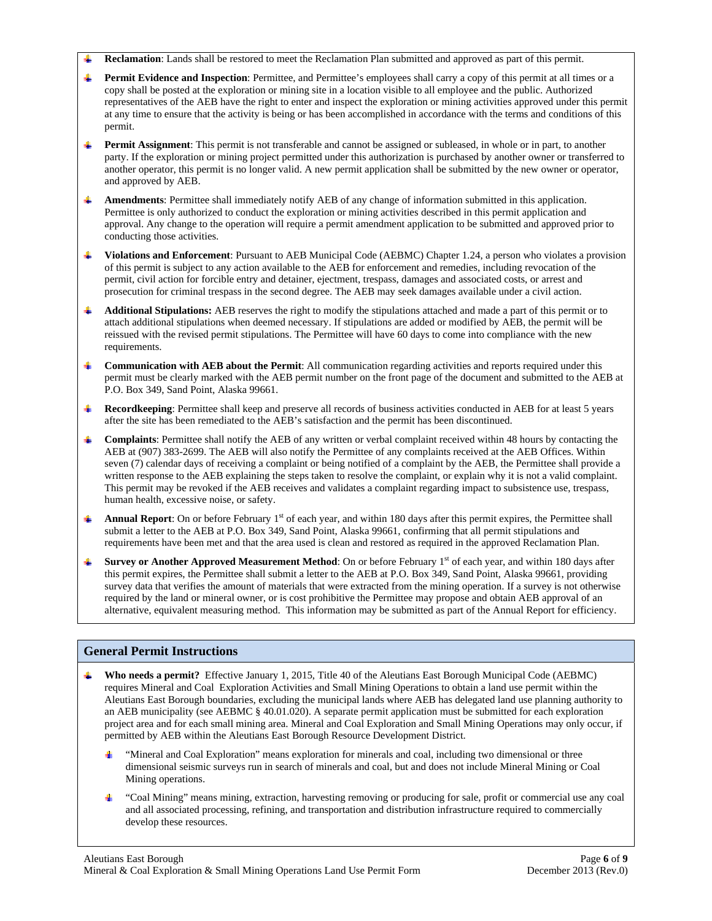- **Reclamation**: Lands shall be restored to meet the Reclamation Plan submitted and approved as part of this permit.
- **Permit Evidence and Inspection**: Permittee, and Permittee's employees shall carry a copy of this permit at all times or a copy shall be posted at the exploration or mining site in a location visible to all employee and the public. Authorized representatives of the AEB have the right to enter and inspect the exploration or mining activities approved under this permit at any time to ensure that the activity is being or has been accomplished in accordance with the terms and conditions of this permit.
- **Permit Assignment**: This permit is not transferable and cannot be assigned or subleased, in whole or in part, to another party. If the exploration or mining project permitted under this authorization is purchased by another owner or transferred to another operator, this permit is no longer valid. A new permit application shall be submitted by the new owner or operator, and approved by AEB.
- **Amendments**: Permittee shall immediately notify AEB of any change of information submitted in this application. Permittee is only authorized to conduct the exploration or mining activities described in this permit application and approval. Any change to the operation will require a permit amendment application to be submitted and approved prior to conducting those activities.
- **Violations and Enforcement**: Pursuant to AEB Municipal Code (AEBMC) Chapter 1.24, a person who violates a provision of this permit is subject to any action available to the AEB for enforcement and remedies, including revocation of the permit, civil action for forcible entry and detainer, ejectment, trespass, damages and associated costs, or arrest and prosecution for criminal trespass in the second degree. The AEB may seek damages available under a civil action.
- **Additional Stipulations:** AEB reserves the right to modify the stipulations attached and made a part of this permit or to attach additional stipulations when deemed necessary. If stipulations are added or modified by AEB, the permit will be reissued with the revised permit stipulations. The Permittee will have 60 days to come into compliance with the new requirements.
- **Communication with AEB about the Permit**: All communication regarding activities and reports required under this permit must be clearly marked with the AEB permit number on the front page of the document and submitted to the AEB at P.O. Box 349, Sand Point, Alaska 99661.
- **Recordkeeping**: Permittee shall keep and preserve all records of business activities conducted in AEB for at least 5 years after the site has been remediated to the AEB's satisfaction and the permit has been discontinued.
- **Complaints**: Permittee shall notify the AEB of any written or verbal complaint received within 48 hours by contacting the AEB at (907) 383-2699. The AEB will also notify the Permittee of any complaints received at the AEB Offices. Within seven (7) calendar days of receiving a complaint or being notified of a complaint by the AEB, the Permittee shall provide a written response to the AEB explaining the steps taken to resolve the complaint, or explain why it is not a valid complaint. This permit may be revoked if the AEB receives and validates a complaint regarding impact to subsistence use, trespass, human health, excessive noise, or safety.
- **Annual Report**: On or before February 1st of each year, and within 180 days after this permit expires, the Permittee shall submit a letter to the AEB at P.O. Box 349, Sand Point, Alaska 99661, confirming that all permit stipulations and requirements have been met and that the area used is clean and restored as required in the approved Reclamation Plan.
- **Survey or Another Approved Measurement Method**: On or before February 1st of each year, and within 180 days after this permit expires, the Permittee shall submit a letter to the AEB at P.O. Box 349, Sand Point, Alaska 99661, providing survey data that verifies the amount of materials that were extracted from the mining operation. If a survey is not otherwise required by the land or mineral owner, or is cost prohibitive the Permittee may propose and obtain AEB approval of an alternative, equivalent measuring method. This information may be submitted as part of the Annual Report for efficiency.

## General Permit Instructions

- **Who needs a permit?** Effective January 1, 2015, Title 40 of the Aleutians East Borough Municipal Code (AEBMC) requires Mineral and Coal Exploration Activities and Small Mining Operations to obtain a land use permit within the Aleutians East Borough boundaries, excluding the municipal lands where AEB has delegated land use planning authority to an AEB municipality (see AEBMC § 40.01.020). A separate permit application must be submitted for each exploration project area and for each small mining area. Mineral and Coal Exploration and Small Mining Operations may only occur, if permitted by AEB within the Aleutians East Borough Resource Development District.
  - "Mineral and Coal Exploration" means exploration for minerals and coal, including two dimensional or three dimensional seismic surveys run in search of minerals and coal, but and does not include Mineral Mining or Coal Mining operations.
  - "Coal Mining" means mining, extraction, harvesting removing or producing for sale, profit or commercial use any coal and all associated processing, refining, and transportation and distribution infrastructure required to commercially develop these resources.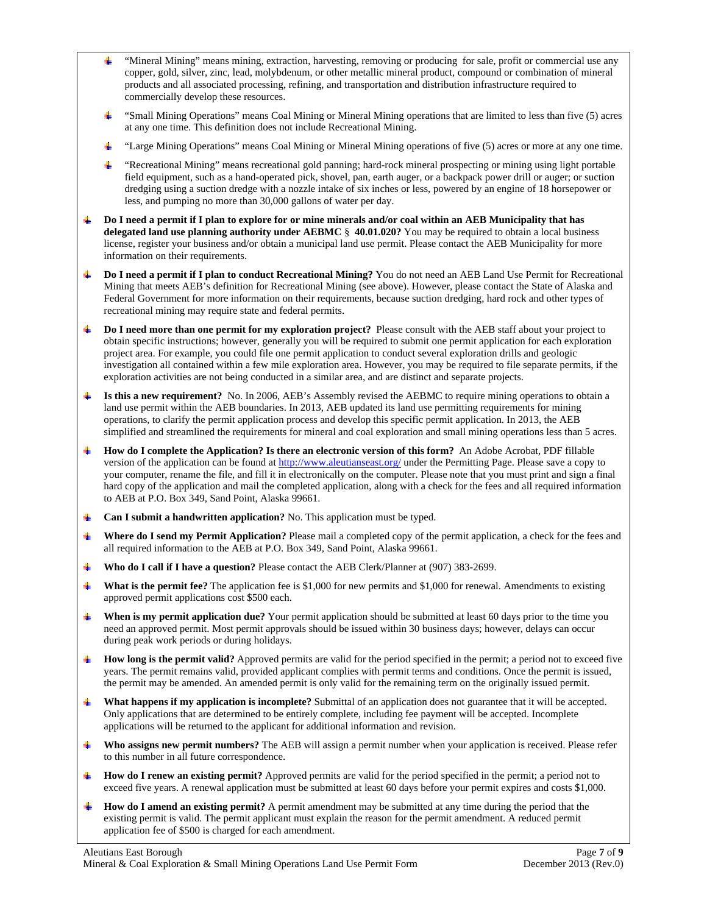- "Mineral Mining" means mining, extraction, harvesting, removing or producing for sale, profit or commercial use any copper, gold, silver, zinc, lead, molybdenum, or other metallic mineral product, compound or combination of mineral products and all associated processing, refining, and transportation and distribution infrastructure required to commercially develop these resources.
- "Small Mining Operations" means Coal Mining or Mineral Mining operations that are limited to less than five (5) acres at any one time. This definition does not include Recreational Mining.
- "Large Mining Operations" means Coal Mining or Mineral Mining operations of five (5) acres or more at any one time.
- "Recreational Mining" means recreational gold panning; hard-rock mineral prospecting or mining using light portable field equipment, such as a hand-operated pick, shovel, pan, earth auger, or a backpack power drill or auger; or suction dredging using a suction dredge with a nozzle intake of six inches or less, powered by an engine of 18 horsepower or less, and pumping no more than 30,000 gallons of water per day.

- **Do I need a permit if I plan to explore for or mine minerals and/or coal within an AEB Municipality that has delegated land use planning authority under AEBMC § 40.01.020?** You may be required to obtain a local business license, register your business and/or obtain a municipal land use permit. Please contact the AEB Municipality for more information on their requirements.
- **Do I need a permit if I plan to conduct Recreational Mining?** You do not need an AEB Land Use Permit for Recreational Mining that meets AEB's definition for Recreational Mining (see above). However, please contact the State of Alaska and Federal Government for more information on their requirements, because suction dredging, hard rock and other types of recreational mining may require state and federal permits.
- **Do I need more than one permit for my exploration project?** Please consult with the AEB staff about your project to obtain specific instructions; however, generally you will be required to submit one permit application for each exploration project area. For example, you could file one permit application to conduct several exploration drills and geologic investigation all contained within a few mile exploration area. However, you may be required to file separate permits, if the exploration activities are not being conducted in a similar area, and are distinct and separate projects.
- **Is this a new requirement?** No. In 2006, AEB's Assembly revised the AEBMC to require mining operations to obtain a land use permit within the AEB boundaries. In 2013, AEB updated its land use permitting requirements for mining operations, to clarify the permit application process and develop this specific permit application. In 2013, the AEB simplified and streamlined the requirements for mineral and coal exploration and small mining operations less than 5 acres.
- **How do I complete the Application? Is there an electronic version of this form?** An Adobe Acrobat, PDF fillable version of the application can be found at http://www.aleutianseast.org/ under the Permitting Page. Please save a copy to your computer, rename the file, and fill it in electronically on the computer. Please note that you must print and sign a final hard copy of the application and mail the completed application, along with a check for the fees and all required information to AEB at P.O. Box 349, Sand Point, Alaska 99661.
- **Can I submit a handwritten application?** No. This application must be typed.
- **Where do I send my Permit Application?** Please mail a completed copy of the permit application, a check for the fees and all required information to the AEB at P.O. Box 349, Sand Point, Alaska 99661.
- **Who do I call if I have a question?** Please contact the AEB Clerk/Planner at (907) 383-2699.
- **What is the permit fee?** The application fee is $1,000 for new permits and $1,000 for renewal. Amendments to existing approved permit applications cost $500 each.
- **When is my permit application due?** Your permit application should be submitted at least 60 days prior to the time you need an approved permit. Most permit approvals should be issued within 30 business days; however, delays can occur during peak work periods or during holidays.
- **How long is the permit valid?** Approved permits are valid for the period specified in the permit; a period not to exceed five years. The permit remains valid, provided applicant complies with permit terms and conditions. Once the permit is issued, the permit may be amended. An amended permit is only valid for the remaining term on the originally issued permit.
- **What happens if my application is incomplete?** Submittal of an application does not guarantee that it will be accepted. Only applications that are determined to be entirely complete, including fee payment will be accepted. Incomplete applications will be returned to the applicant for additional information and revision.
- **Who assigns new permit numbers?** The AEB will assign a permit number when your application is received. Please refer to this number in all future correspondence.
- **How do I renew an existing permit?** Approved permits are valid for the period specified in the permit; a period not to exceed five years. A renewal application must be submitted at least 60 days before your permit expires and costs $1,000.
- **How do I amend an existing permit?** A permit amendment may be submitted at any time during the period that the existing permit is valid. The permit applicant must explain the reason for the permit amendment. A reduced permit application fee of $500 is charged for each amendment.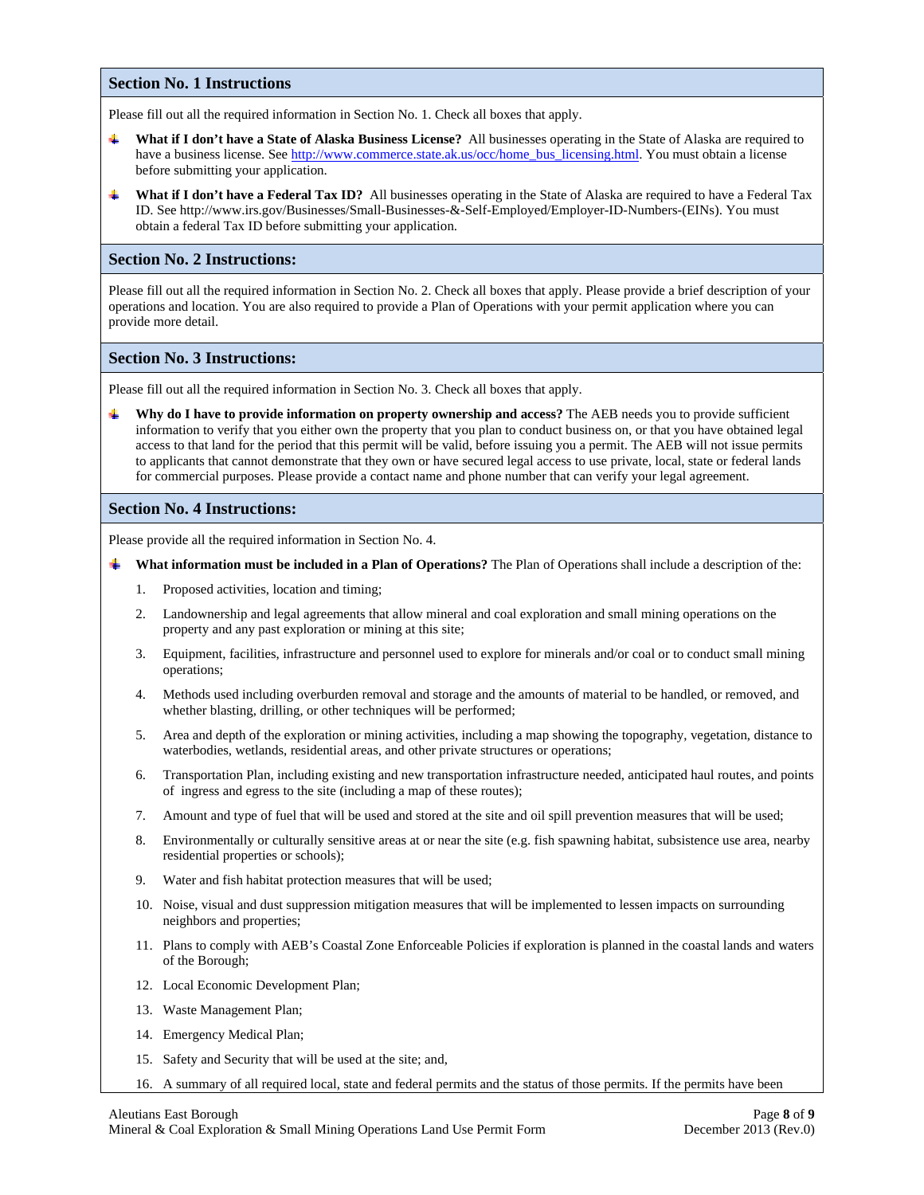## Section No. 1 Instructions

Please fill out all the required information in Section No. 1. Check all boxes that apply.

- **What if I don't have a State of Alaska Business License?** All businesses operating in the State of Alaska are required to have a business license. See http://www.commerce.state.ak.us/occ/home_bus_licensing.html. You must obtain a license before submitting your application.
- **What if I don't have a Federal Tax ID?** All businesses operating in the State of Alaska are required to have a Federal Tax ID. See http://www.irs.gov/Businesses/Small-Businesses-&-Self-Employed/Employer-ID-Numbers-(EINs). You must obtain a federal Tax ID before submitting your application.

## Section No. 2 Instructions:

Please fill out all the required information in Section No. 2. Check all boxes that apply. Please provide a brief description of your operations and location. You are also required to provide a Plan of Operations with your permit application where you can provide more detail.

## Section No. 3 Instructions:

Please fill out all the required information in Section No. 3. Check all boxes that apply.

- **Why do I have to provide information on property ownership and access?** The AEB needs you to provide sufficient information to verify that you either own the property that you plan to conduct business on, or that you have obtained legal access to that land for the period that this permit will be valid, before issuing you a permit. The AEB will not issue permits to applicants that cannot demonstrate that they own or have secured legal access to use private, local, state or federal lands for commercial purposes. Please provide a contact name and phone number that can verify your legal agreement.

## Section No. 4 Instructions:

Please provide all the required information in Section No. 4.

- **What information must be included in a Plan of Operations?** The Plan of Operations shall include a description of the:
  1. Proposed activities, location and timing;
  2. Landownership and legal agreements that allow mineral and coal exploration and small mining operations on the property and any past exploration or mining at this site;
  3. Equipment, facilities, infrastructure and personnel used to explore for minerals and/or coal or to conduct small mining operations;
  4. Methods used including overburden removal and storage and the amounts of material to be handled, or removed, and whether blasting, drilling, or other techniques will be performed;
  5. Area and depth of the exploration or mining activities, including a map showing the topography, vegetation, distance to waterbodies, wetlands, residential areas, and other private structures or operations;
  6. Transportation Plan, including existing and new transportation infrastructure needed, anticipated haul routes, and points of ingress and egress to the site (including a map of these routes);
  7. Amount and type of fuel that will be used and stored at the site and oil spill prevention measures that will be used;
  8. Environmentally or culturally sensitive areas at or near the site (e.g. fish spawning habitat, subsistence use area, nearby residential properties or schools);
  9. Water and fish habitat protection measures that will be used;
  10. Noise, visual and dust suppression mitigation measures that will be implemented to lessen impacts on surrounding neighbors and properties;
  11. Plans to comply with AEB's Coastal Zone Enforceable Policies if exploration is planned in the coastal lands and waters of the Borough;
  12. Local Economic Development Plan;
  13. Waste Management Plan;
  14. Emergency Medical Plan;
  15. Safety and Security that will be used at the site; and,
  16. A summary of all required local, state and federal permits and the status of those permits. If the permits have been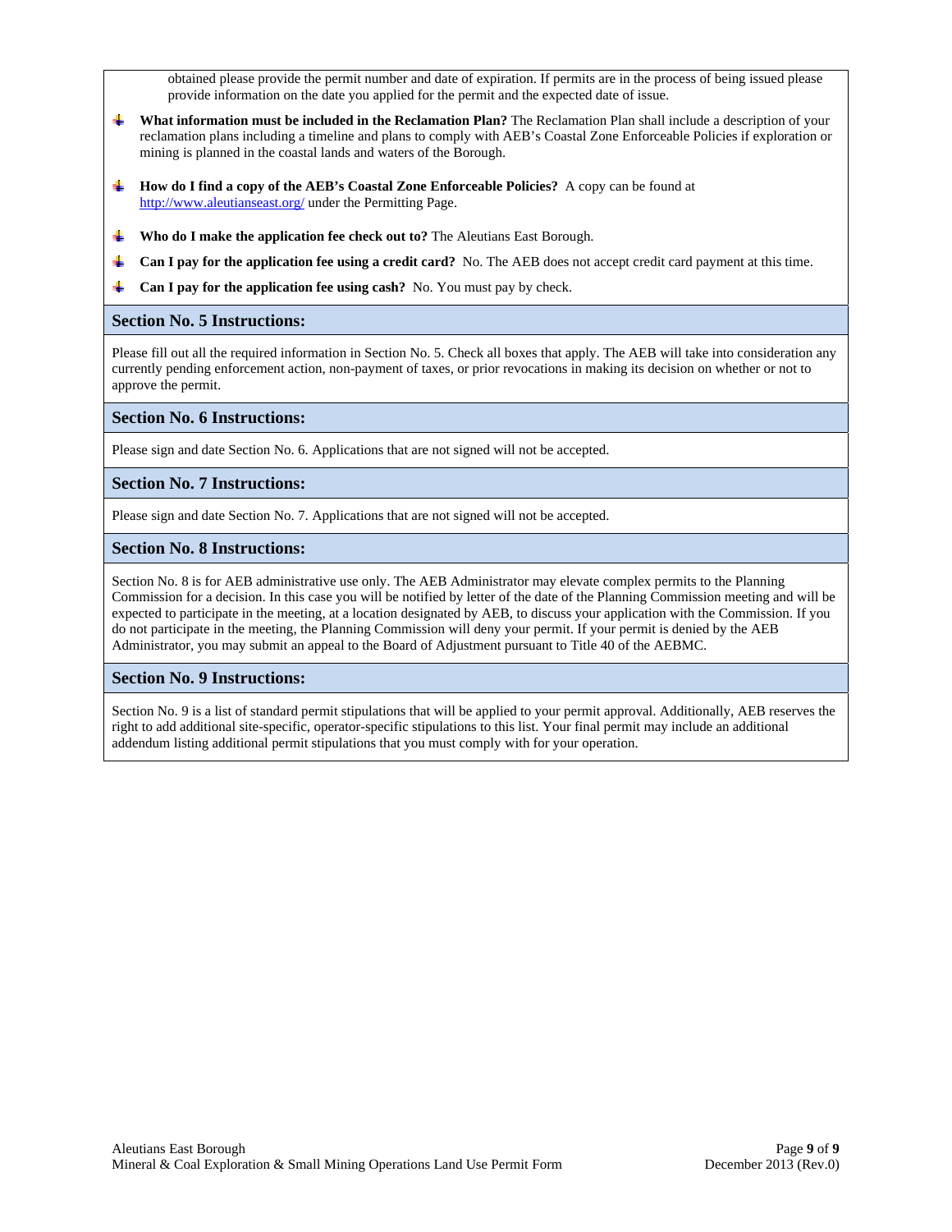obtained please provide the permit number and date of expiration. If permits are in the process of being issued please provide information on the date you applied for the permit and the expected date of issue.

- **What information must be included in the Reclamation Plan?** The Reclamation Plan shall include a description of your reclamation plans including a timeline and plans to comply with AEB's Coastal Zone Enforceable Policies if exploration or mining is planned in the coastal lands and waters of the Borough.

- **How do I find a copy of the AEB's Coastal Zone Enforceable Policies?** A copy can be found at http://www.aleutianseast.org/ under the Permitting Page.

- **Who do I make the application fee check out to?** The Aleutians East Borough.
- **Can I pay for the application fee using a credit card?** No. The AEB does not accept credit card payment at this time.
- **Can I pay for the application fee using cash?** No. You must pay by check.

## Section No. 5 Instructions:

Please fill out all the required information in Section No. 5. Check all boxes that apply. The AEB will take into consideration any currently pending enforcement action, non-payment of taxes, or prior revocations in making its decision on whether or not to approve the permit.

## Section No. 6 Instructions:

Please sign and date Section No. 6. Applications that are not signed will not be accepted.

## Section No. 7 Instructions:

Please sign and date Section No. 7. Applications that are not signed will not be accepted.

## Section No. 8 Instructions:

Section No. 8 is for AEB administrative use only. The AEB Administrator may elevate complex permits to the Planning Commission for a decision. In this case you will be notified by letter of the date of the Planning Commission meeting and will be expected to participate in the meeting, at a location designated by AEB, to discuss your application with the Commission. If you do not participate in the meeting, the Planning Commission will deny your permit. If your permit is denied by the AEB Administrator, you may submit an appeal to the Board of Adjustment pursuant to Title 40 of the AEBMC.

## Section No. 9 Instructions:

Section No. 9 is a list of standard permit stipulations that will be applied to your permit approval. Additionally, AEB reserves the right to add additional site-specific, operator-specific stipulations to this list. Your final permit may include an additional addendum listing additional permit stipulations that you must comply with for your operation.